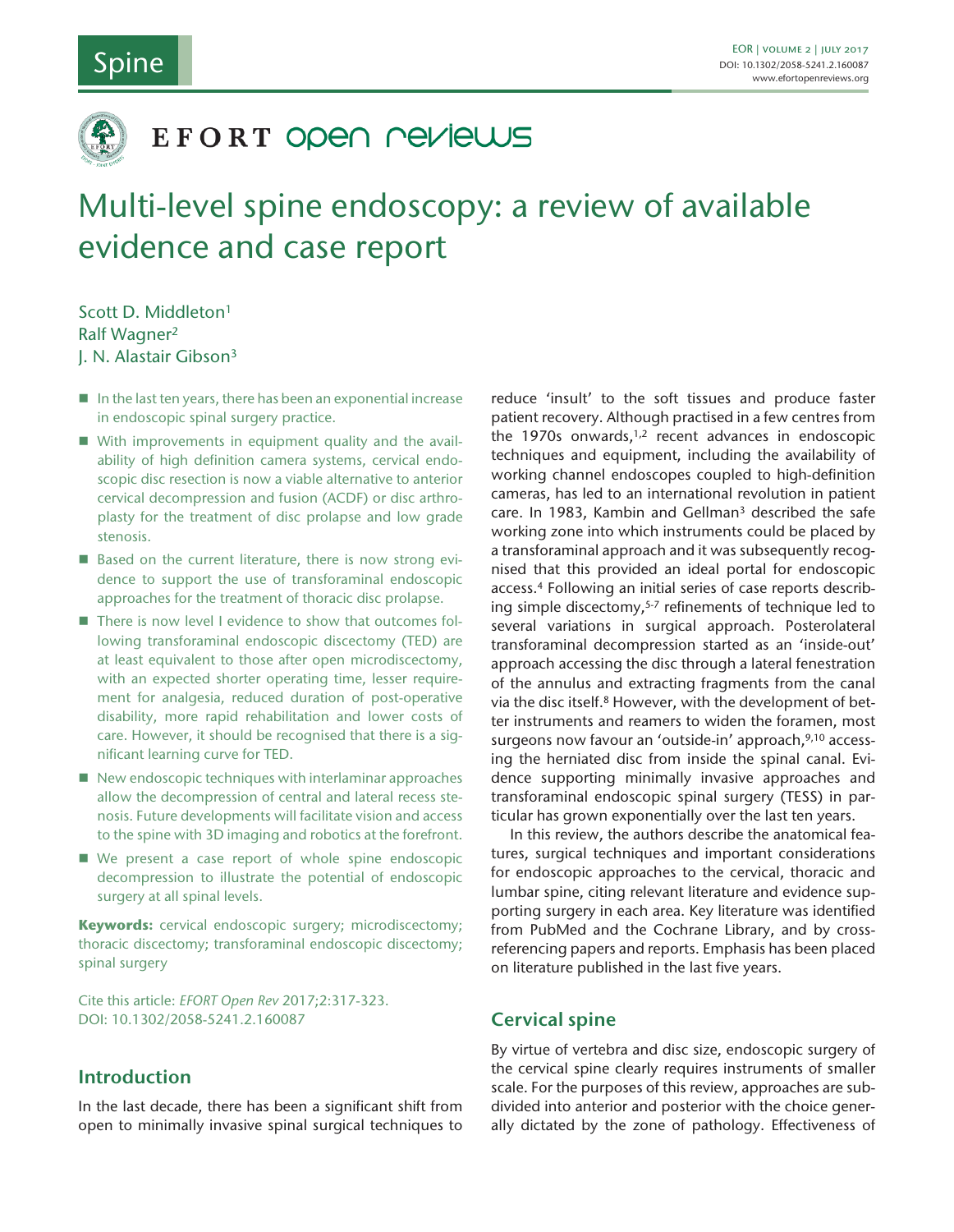# Multi-level spine endoscopy: a review of available evidence and case report

Scott D. Middleton[1]
Ralf Wagner[2]
J. N. Alastair Gibson[3]

- In the last ten years, there has been an exponential increase in endoscopic spinal surgery practice.
- With improvements in equipment quality and the availability of high definition camera systems, cervical endoscopic disc resection is now a viable alternative to anterior cervical decompression and fusion (ACDF) or disc arthroplasty for the treatment of disc prolapse and low grade stenosis.
- Based on the current literature, there is now strong evidence to support the use of transforaminal endoscopic approaches for the treatment of thoracic disc prolapse.
- There is now level I evidence to show that outcomes following transforaminal endoscopic discectomy (TED) are at least equivalent to those after open microdiscectomy, with an expected shorter operating time, lesser requirement for analgesia, reduced duration of post-operative disability, more rapid rehabilitation and lower costs of care. However, it should be recognised that there is a significant learning curve for TED.
- New endoscopic techniques with interlaminar approaches allow the decompression of central and lateral recess stenosis. Future developments will facilitate vision and access to the spine with 3D imaging and robotics at the forefront.
- We present a case report of whole spine endoscopic decompression to illustrate the potential of endoscopic surgery at all spinal levels.

**Keywords:** cervical endoscopic surgery; microdiscectomy; thoracic discectomy; transforaminal endoscopic discectomy; spinal surgery

Cite this article: *EFORT Open Rev* 2017;2:317-323. DOI: 10.1302/2058-5241.2.160087

## Introduction

In the last decade, there has been a significant shift from open to minimally invasive spinal surgical techniques to reduce 'insult' to the soft tissues and produce faster patient recovery. Although practised in a few centres from the 1970s onwards,[1,2] recent advances in endoscopic techniques and equipment, including the availability of working channel endoscopes coupled to high-definition cameras, has led to an international revolution in patient care. In 1983, Kambin and Gellman[3] described the safe working zone into which instruments could be placed by a transforaminal approach and it was subsequently recognised that this provided an ideal portal for endoscopic access.[4] Following an initial series of case reports describing simple discectomy,[5-7] refinements of technique led to several variations in surgical approach. Posterolateral transforaminal decompression started as an 'inside-out' approach accessing the disc through a lateral fenestration of the annulus and extracting fragments from the canal via the disc itself.[8] However, with the development of better instruments and reamers to widen the foramen, most surgeons now favour an 'outside-in' approach,[9,10] accessing the herniated disc from inside the spinal canal. Evidence supporting minimally invasive approaches and transforaminal endoscopic spinal surgery (TESS) in particular has grown exponentially over the last ten years.

In this review, the authors describe the anatomical features, surgical techniques and important considerations for endoscopic approaches to the cervical, thoracic and lumbar spine, citing relevant literature and evidence supporting surgery in each area. Key literature was identified from PubMed and the Cochrane Library, and by cross-referencing papers and reports. Emphasis has been placed on literature published in the last five years.

## Cervical spine

By virtue of vertebra and disc size, endoscopic surgery of the cervical spine clearly requires instruments of smaller scale. For the purposes of this review, approaches are subdivided into anterior and posterior with the choice generally dictated by the zone of pathology. Effectiveness of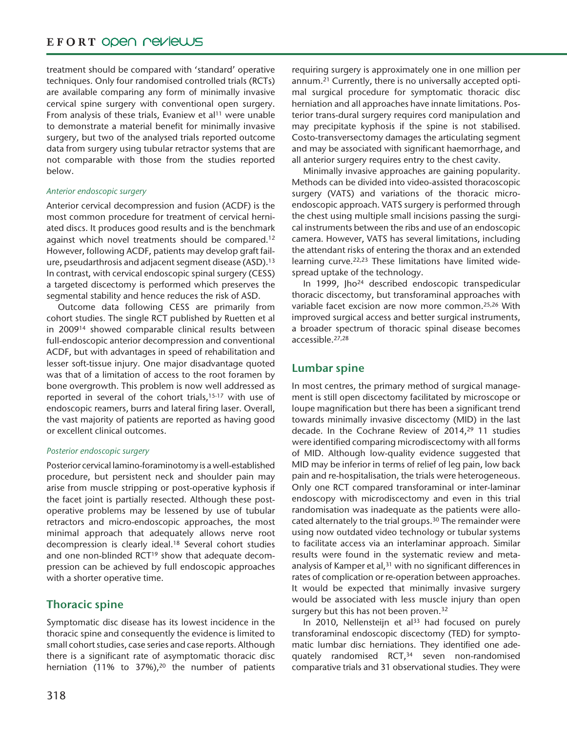treatment should be compared with 'standard' operative techniques. Only four randomised controlled trials (RCTs) are available comparing any form of minimally invasive cervical spine surgery with conventional open surgery. From analysis of these trials, Evaniew et al[11] were unable to demonstrate a material benefit for minimally invasive surgery, but two of the analysed trials reported outcome data from surgery using tubular retractor systems that are not comparable with those from the studies reported below.

### *Anterior endoscopic surgery*

Anterior cervical decompression and fusion (ACDF) is the most common procedure for treatment of cervical herniated discs. It produces good results and is the benchmark against which novel treatments should be compared.[12] However, following ACDF, patients may develop graft failure, pseudarthrosis and adjacent segment disease (ASD).[13] In contrast, with cervical endoscopic spinal surgery (CESS) a targeted discectomy is performed which preserves the segmental stability and hence reduces the risk of ASD.

Outcome data following CESS are primarily from cohort studies. The single RCT published by Ruetten et al in 2009[14] showed comparable clinical results between full-endoscopic anterior decompression and conventional ACDF, but with advantages in speed of rehabilitation and lesser soft-tissue injury. One major disadvantage quoted was that of a limitation of access to the root foramen by bone overgrowth. This problem is now well addressed as reported in several of the cohort trials,[15-17] with use of endoscopic reamers, burrs and lateral firing laser. Overall, the vast majority of patients are reported as having good or excellent clinical outcomes.

### *Posterior endoscopic surgery*

Posterior cervical lamino-foraminotomy is a well-established procedure, but persistent neck and shoulder pain may arise from muscle stripping or post-operative kyphosis if the facet joint is partially resected. Although these post-operative problems may be lessened by use of tubular retractors and micro-endoscopic approaches, the most minimal approach that adequately allows nerve root decompression is clearly ideal.[18] Several cohort studies and one non-blinded RCT[19] show that adequate decompression can be achieved by full endoscopic approaches with a shorter operative time.

## Thoracic spine

Symptomatic disc disease has its lowest incidence in the thoracic spine and consequently the evidence is limited to small cohort studies, case series and case reports. Although there is a significant rate of asymptomatic thoracic disc herniation (11% to 37%),[20] the number of patients requiring surgery is approximately one in one million per annum.[21] Currently, there is no universally accepted optimal surgical procedure for symptomatic thoracic disc herniation and all approaches have innate limitations. Posterior trans-dural surgery requires cord manipulation and may precipitate kyphosis if the spine is not stabilised. Costo-transversectomy damages the articulating segment and may be associated with significant haemorrhage, and all anterior surgery requires entry to the chest cavity.

Minimally invasive approaches are gaining popularity. Methods can be divided into video-assisted thoracoscopic surgery (VATS) and variations of the thoracic micro-endoscopic approach. VATS surgery is performed through the chest using multiple small incisions passing the surgical instruments between the ribs and use of an endoscopic camera. However, VATS has several limitations, including the attendant risks of entering the thorax and an extended learning curve.[22,23] These limitations have limited widespread uptake of the technology.

In 1999, Jho[24] described endoscopic transpedicular thoracic discectomy, but transforaminal approaches with variable facet excision are now more common.[25,26] With improved surgical access and better surgical instruments, a broader spectrum of thoracic spinal disease becomes accessible.[27,28]

## Lumbar spine

In most centres, the primary method of surgical management is still open discectomy facilitated by microscope or loupe magnification but there has been a significant trend towards minimally invasive discectomy (MID) in the last decade. In the Cochrane Review of 2014,[29] 11 studies were identified comparing microdiscectomy with all forms of MID. Although low-quality evidence suggested that MID may be inferior in terms of relief of leg pain, low back pain and re-hospitalisation, the trials were heterogeneous. Only one RCT compared transforaminal or inter-laminar endoscopy with microdiscectomy and even in this trial randomisation was inadequate as the patients were allocated alternately to the trial groups.[30] The remainder were using now outdated video technology or tubular systems to facilitate access via an interlaminar approach. Similar results were found in the systematic review and meta-analysis of Kamper et al,[31] with no significant differences in rates of complication or re-operation between approaches. It would be expected that minimally invasive surgery would be associated with less muscle injury than open surgery but this has not been proven.[32]

In 2010, Nellensteijn et al[33] had focused on purely transforaminal endoscopic discectomy (TED) for symptomatic lumbar disc herniations. They identified one adequately randomised RCT,[34] seven non-randomised comparative trials and 31 observational studies. They were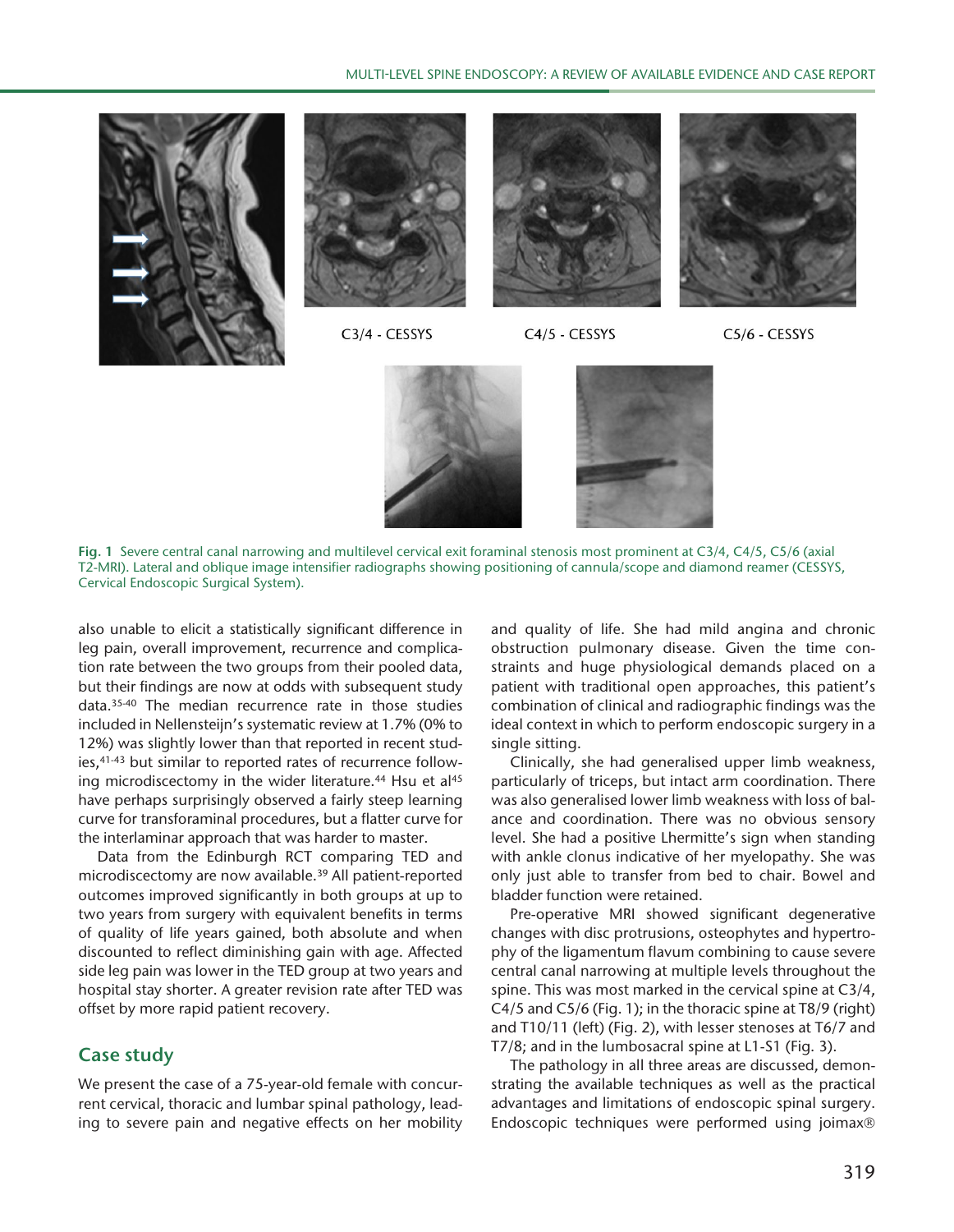C3/4 - CESSYS

C4/5 - CESSYS

C5/6 - CESSYS

**Fig. 1** Severe central canal narrowing and multilevel cervical exit foraminal stenosis most prominent at C3/4, C4/5, C5/6 (axial T2-MRI). Lateral and oblique image intensifier radiographs showing positioning of cannula/scope and diamond reamer (CESSYS, Cervical Endoscopic Surgical System).

also unable to elicit a statistically significant difference in leg pain, overall improvement, recurrence and complication rate between the two groups from their pooled data, but their findings are now at odds with subsequent study data.[35-40] The median recurrence rate in those studies included in Nellensteijn's systematic review at 1.7% (0% to 12%) was slightly lower than that reported in recent studies,[41-43] but similar to reported rates of recurrence following microdiscectomy in the wider literature.[44] Hsu et al[45] have perhaps surprisingly observed a fairly steep learning curve for transforaminal procedures, but a flatter curve for the interlaminar approach that was harder to master.

Data from the Edinburgh RCT comparing TED and microdiscectomy are now available.[39] All patient-reported outcomes improved significantly in both groups at up to two years from surgery with equivalent benefits in terms of quality of life years gained, both absolute and when discounted to reflect diminishing gain with age. Affected side leg pain was lower in the TED group at two years and hospital stay shorter. A greater revision rate after TED was offset by more rapid patient recovery.

## Case study

We present the case of a 75-year-old female with concurrent cervical, thoracic and lumbar spinal pathology, leading to severe pain and negative effects on her mobility and quality of life. She had mild angina and chronic obstruction pulmonary disease. Given the time constraints and huge physiological demands placed on a patient with traditional open approaches, this patient's combination of clinical and radiographic findings was the ideal context in which to perform endoscopic surgery in a single sitting.

Clinically, she had generalised upper limb weakness, particularly of triceps, but intact arm coordination. There was also generalised lower limb weakness with loss of balance and coordination. There was no obvious sensory level. She had a positive Lhermitte's sign when standing with ankle clonus indicative of her myelopathy. She was only just able to transfer from bed to chair. Bowel and bladder function were retained.

Pre-operative MRI showed significant degenerative changes with disc protrusions, osteophytes and hypertrophy of the ligamentum flavum combining to cause severe central canal narrowing at multiple levels throughout the spine. This was most marked in the cervical spine at C3/4, C4/5 and C5/6 (Fig. 1); in the thoracic spine at T8/9 (right) and T10/11 (left) (Fig. 2), with lesser stenoses at T6/7 and T7/8; and in the lumbosacral spine at L1-S1 (Fig. 3).

The pathology in all three areas are discussed, demonstrating the available techniques as well as the practical advantages and limitations of endoscopic spinal surgery. Endoscopic techniques were performed using joimax®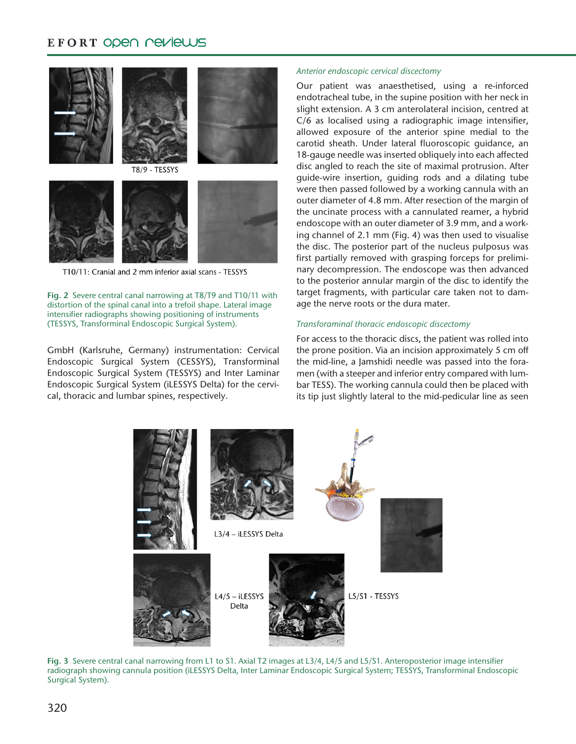T8/9 - TESSYS

T10/11: Cranial and 2 mm inferior axial scans - TESSYS

Fig. 2 Severe central canal narrowing at T8/T9 and T10/11 with distortion of the spinal canal into a trefoil shape. Lateral image intensifier radiographs showing positioning of instruments (TESSYS, Transforminal Endoscopic Surgical System).

GmbH (Karlsruhe, Germany) instrumentation: Cervical Endoscopic Surgical System (CESSYS), Transforminal Endoscopic Surgical System (TESSYS) and Inter Laminar Endoscopic Surgical System (iLESSYS Delta) for the cervical, thoracic and lumbar spines, respectively.

### *Anterior endoscopic cervical discectomy*

Our patient was anaesthetised, using a re-inforced endotracheal tube, in the supine position with her neck in slight extension. A 3 cm anterolateral incision, centred at C/6 as localised using a radiographic image intensifier, allowed exposure of the anterior spine medial to the carotid sheath. Under lateral fluoroscopic guidance, an 18-gauge needle was inserted obliquely into each affected disc angled to reach the site of maximal protrusion. After guide-wire insertion, guiding rods and a dilating tube were then passed followed by a working cannula with an outer diameter of 4.8 mm. After resection of the margin of the uncinate process with a cannulated reamer, a hybrid endoscope with an outer diameter of 3.9 mm, and a working channel of 2.1 mm (Fig. 4) was then used to visualise the disc. The posterior part of the nucleus pulposus was first partially removed with grasping forceps for preliminary decompression. The endoscope was then advanced to the posterior annular margin of the disc to identify the target fragments, with particular care taken not to damage the nerve roots or the dura mater.

### *Transforaminal thoracic endoscopic discectomy*

For access to the thoracic discs, the patient was rolled into the prone position. Via an incision approximately 5 cm off the mid-line, a Jamshidi needle was passed into the foramen (with a steeper and inferior entry compared with lumbar TESS). The working cannula could then be placed with its tip just slightly lateral to the mid-pedicular line as seen

L3/4 – iLESSYS Delta

L4/5 – iLESSYS Delta

L5/S1 - TESSYS

Fig. 3 Severe central canal narrowing from L1 to S1. Axial T2 images at L3/4, L4/5 and L5/S1. Anteroposterior image intensifier radiograph showing cannula position (iLESSYS Delta, Inter Laminar Endoscopic Surgical System; TESSYS, Transforminal Endoscopic Surgical System).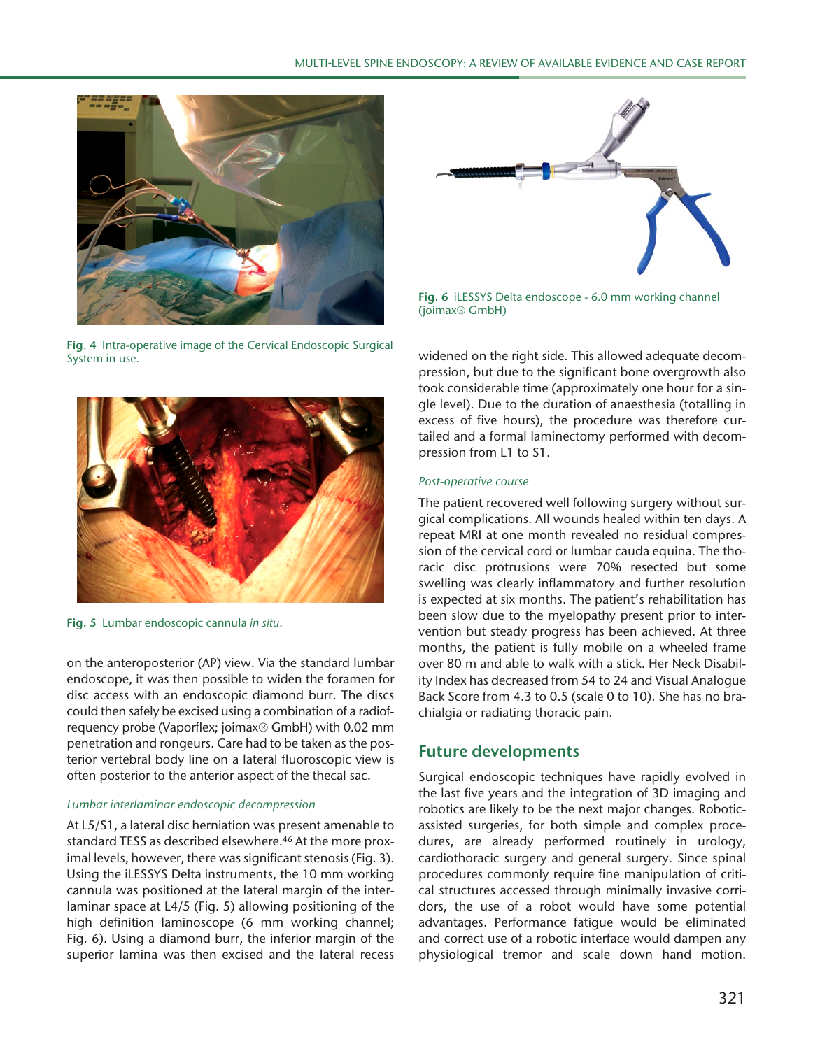Fig. 4 Intra-operative image of the Cervical Endoscopic Surgical System in use.

Fig. 5 Lumbar endoscopic cannula *in situ*.

on the anteroposterior (AP) view. Via the standard lumbar endoscope, it was then possible to widen the foramen for disc access with an endoscopic diamond burr. The discs could then safely be excised using a combination of a radiofrequency probe (Vaporflex; joimax® GmbH) with 0.02 mm penetration and rongeurs. Care had to be taken as the posterior vertebral body line on a lateral fluoroscopic view is often posterior to the anterior aspect of the thecal sac.

*Lumbar interlaminar endoscopic decompression*

At L5/S1, a lateral disc herniation was present amenable to standard TESS as described elsewhere.[46] At the more proximal levels, however, there was significant stenosis (Fig. 3). Using the iLESSYS Delta instruments, the 10 mm working cannula was positioned at the lateral margin of the interlaminar space at L4/5 (Fig. 5) allowing positioning of the high definition laminoscope (6 mm working channel; Fig. 6). Using a diamond burr, the inferior margin of the superior lamina was then excised and the lateral recess widened on the right side. This allowed adequate decompression, but due to the significant bone overgrowth also took considerable time (approximately one hour for a single level). Due to the duration of anaesthesia (totalling in excess of five hours), the procedure was therefore curtailed and a formal laminectomy performed with decompression from L1 to S1.

Fig. 6 iLESSYS Delta endoscope - 6.0 mm working channel (joimax® GmbH)

*Post-operative course*

The patient recovered well following surgery without surgical complications. All wounds healed within ten days. A repeat MRI at one month revealed no residual compression of the cervical cord or lumbar cauda equina. The thoracic disc protrusions were 70% resected but some swelling was clearly inflammatory and further resolution is expected at six months. The patient's rehabilitation has been slow due to the myelopathy present prior to intervention but steady progress has been achieved. At three months, the patient is fully mobile on a wheeled frame over 80 m and able to walk with a stick. Her Neck Disability Index has decreased from 54 to 24 and Visual Analogue Back Score from 4.3 to 0.5 (scale 0 to 10). She has no brachialgia or radiating thoracic pain.

## Future developments

Surgical endoscopic techniques have rapidly evolved in the last five years and the integration of 3D imaging and robotics are likely to be the next major changes. Robotic-assisted surgeries, for both simple and complex procedures, are already performed routinely in urology, cardiothoracic surgery and general surgery. Since spinal procedures commonly require fine manipulation of critical structures accessed through minimally invasive corridors, the use of a robot would have some potential advantages. Performance fatigue would be eliminated and correct use of a robotic interface would dampen any physiological tremor and scale down hand motion.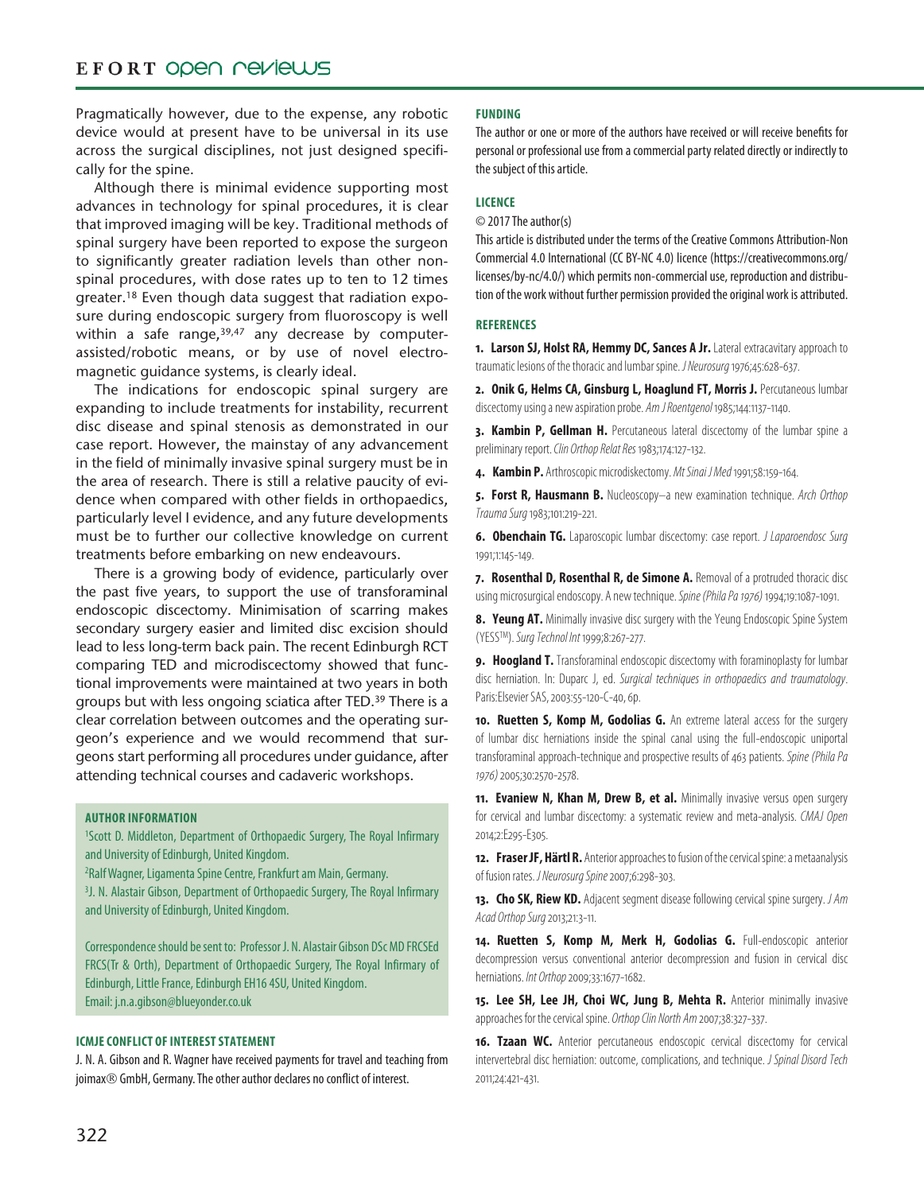Pragmatically however, due to the expense, any robotic device would at present have to be universal in its use across the surgical disciplines, not just designed specifically for the spine.

Although there is minimal evidence supporting most advances in technology for spinal procedures, it is clear that improved imaging will be key. Traditional methods of spinal surgery have been reported to expose the surgeon to significantly greater radiation levels than other non-spinal procedures, with dose rates up to ten to 12 times greater.[18] Even though data suggest that radiation exposure during endoscopic surgery from fluoroscopy is well within a safe range,[39,47] any decrease by computer-assisted/robotic means, or by use of novel electromagnetic guidance systems, is clearly ideal.

The indications for endoscopic spinal surgery are expanding to include treatments for instability, recurrent disc disease and spinal stenosis as demonstrated in our case report. However, the mainstay of any advancement in the field of minimally invasive spinal surgery must be in the area of research. There is still a relative paucity of evidence when compared with other fields in orthopaedics, particularly level I evidence, and any future developments must be to further our collective knowledge on current treatments before embarking on new endeavours.

There is a growing body of evidence, particularly over the past five years, to support the use of transforaminal endoscopic discectomy. Minimisation of scarring makes secondary surgery easier and limited disc excision should lead to less long-term back pain. The recent Edinburgh RCT comparing TED and microdiscectomy showed that functional improvements were maintained at two years in both groups but with less ongoing sciatica after TED.[39] There is a clear correlation between outcomes and the operating surgeon's experience and we would recommend that surgeons start performing all procedures under guidance, after attending technical courses and cadaveric workshops.

**AUTHOR INFORMATION**

[1]Scott D. Middleton, Department of Orthopaedic Surgery, The Royal Infirmary and University of Edinburgh, United Kingdom.
[2]Ralf Wagner, Ligamenta Spine Centre, Frankfurt am Main, Germany.
[3]J. N. Alastair Gibson, Department of Orthopaedic Surgery, The Royal Infirmary and University of Edinburgh, United Kingdom.

Correspondence should be sent to: Professor J. N. Alastair Gibson DSc MD FRCSEd FRCS(Tr & Orth), Department of Orthopaedic Surgery, The Royal Infirmary of Edinburgh, Little France, Edinburgh EH16 4SU, United Kingdom.
Email: j.n.a.gibson@blueyonder.co.uk

**ICMJE CONFLICT OF INTEREST STATEMENT**

J. N. A. Gibson and R. Wagner have received payments for travel and teaching from joimax® GmbH, Germany. The other author declares no conflict of interest.

**FUNDING**

The author or one or more of the authors have received or will receive benefits for personal or professional use from a commercial party related directly or indirectly to the subject of this article.

**LICENCE**

© 2017 The author(s)

This article is distributed under the terms of the Creative Commons Attribution-Non Commercial 4.0 International (CC BY-NC 4.0) licence (https://creativecommons.org/licenses/by-nc/4.0/) which permits non-commercial use, reproduction and distribution of the work without further permission provided the original work is attributed.

**REFERENCES**

1. **Larson SJ, Holst RA, Hemmy DC, Sances A Jr.** Lateral extracavitary approach to traumatic lesions of the thoracic and lumbar spine. *J Neurosurg* 1976;45:628-637.
2. **Onik G, Helms CA, Ginsburg L, Hoaglund FT, Morris J.** Percutaneous lumbar discectomy using a new aspiration probe. *Am J Roentgenol* 1985;144:1137-1140.
3. **Kambin P, Gellman H.** Percutaneous lateral discectomy of the lumbar spine a preliminary report. *Clin Orthop Relat Res* 1983;174:127-132.
4. **Kambin P.** Arthroscopic microdiskectomy. *Mt Sinai J Med* 1991;58:159-164.
5. **Forst R, Hausmann B.** Nucleoscopy–a new examination technique. *Arch Orthop Trauma Surg* 1983;101:219-221.
6. **Obenchain TG.** Laparoscopic lumbar discectomy: case report. *J Laparoendosc Surg* 1991;1:145-149.
7. **Rosenthal D, Rosenthal R, de Simone A.** Removal of a protruded thoracic disc using microsurgical endoscopy. A new technique. *Spine (Phila Pa 1976)* 1994;19:1087-1091.
8. **Yeung AT.** Minimally invasive disc surgery with the Yeung Endoscopic Spine System (YESS™). *Surg Technol Int* 1999;8:267-277.
9. **Hoogland T.** Transforaminal endoscopic discectomy with foraminoplasty for lumbar disc herniation. In: Duparc J, ed. *Surgical techniques in orthopaedics and traumatology*. Paris:Elsevier SAS, 2003:55-120-C-40, 6p.
10. **Ruetten S, Komp M, Godolias G.** An extreme lateral access for the surgery of lumbar disc herniations inside the spinal canal using the full-endoscopic uniportal transforaminal approach-technique and prospective results of 463 patients. *Spine (Phila Pa 1976)* 2005;30:2570-2578.
11. **Evaniew N, Khan M, Drew B, et al.** Minimally invasive versus open surgery for cervical and lumbar discectomy: a systematic review and meta-analysis. *CMAJ Open* 2014;2:E295-E305.
12. **Fraser JF, Härtl R.** Anterior approaches to fusion of the cervical spine: a metaanalysis of fusion rates. *J Neurosurg Spine* 2007;6:298-303.
13. **Cho SK, Riew KD.** Adjacent segment disease following cervical spine surgery. *J Am Acad Orthop Surg* 2013;21:3-11.
14. **Ruetten S, Komp M, Merk H, Godolias G.** Full-endoscopic anterior decompression versus conventional anterior decompression and fusion in cervical disc herniations. *Int Orthop* 2009;33:1677-1682.
15. **Lee SH, Lee JH, Choi WC, Jung B, Mehta R.** Anterior minimally invasive approaches for the cervical spine. *Orthop Clin North Am* 2007;38:327-337.
16. **Tzaan WC.** Anterior percutaneous endoscopic cervical discectomy for cervical intervertebral disc herniation: outcome, complications, and technique. *J Spinal Disord Tech* 2011;24:421-431.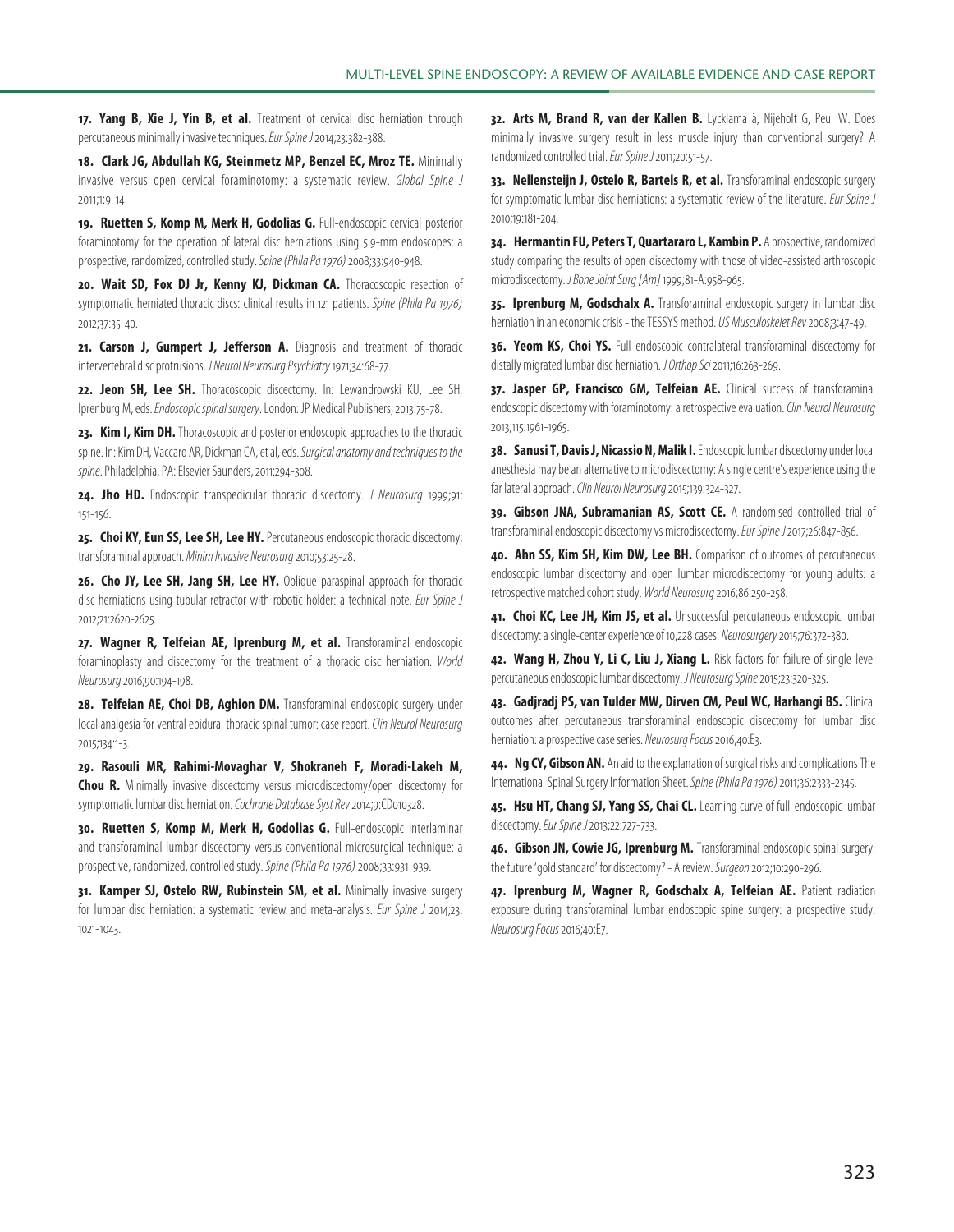**17. Yang B, Xie J, Yin B, et al.** Treatment of cervical disc herniation through percutaneous minimally invasive techniques. *Eur Spine J* 2014;23:382-388.

**18. Clark JG, Abdullah KG, Steinmetz MP, Benzel EC, Mroz TE.** Minimally invasive versus open cervical foraminotomy: a systematic review. *Global Spine J* 2011;1:9-14.

**19. Ruetten S, Komp M, Merk H, Godolias G.** Full-endoscopic cervical posterior foraminotomy for the operation of lateral disc herniations using 5.9-mm endoscopes: a prospective, randomized, controlled study. *Spine (Phila Pa 1976)* 2008;33:940-948.

**20. Wait SD, Fox DJ Jr, Kenny KJ, Dickman CA.** Thoracoscopic resection of symptomatic herniated thoracic discs: clinical results in 121 patients. *Spine (Phila Pa 1976)* 2012;37:35-40.

**21. Carson J, Gumpert J, Jefferson A.** Diagnosis and treatment of thoracic intervertebral disc protrusions. *J Neurol Neurosurg Psychiatry* 1971;34:68-77.

**22. Jeon SH, Lee SH.** Thoracoscopic discectomy. In: Lewandrowski KU, Lee SH, Iprenburg M, eds. *Endoscopic spinal surgery*. London: JP Medical Publishers, 2013:75-78.

**23. Kim I, Kim DH.** Thoracoscopic and posterior endoscopic approaches to the thoracic spine. In: Kim DH, Vaccaro AR, Dickman CA, et al, eds. *Surgical anatomy and techniques to the spine*. Philadelphia, PA: Elsevier Saunders, 2011:294-308.

**24. Jho HD.** Endoscopic transpedicular thoracic discectomy. *J Neurosurg* 1999;91:151-156.

**25. Choi KY, Eun SS, Lee SH, Lee HY.** Percutaneous endoscopic thoracic discectomy; transforaminal approach. *Minim Invasive Neurosurg* 2010;53:25-28.

**26. Cho JY, Lee SH, Jang SH, Lee HY.** Oblique paraspinal approach for thoracic disc herniations using tubular retractor with robotic holder: a technical note. *Eur Spine J* 2012;21:2620-2625.

**27. Wagner R, Telfeian AE, Iprenburg M, et al.** Transforaminal endoscopic foraminoplasty and discectomy for the treatment of a thoracic disc herniation. *World Neurosurg* 2016;90:194-198.

**28. Telfeian AE, Choi DB, Aghion DM.** Transforaminal endoscopic surgery under local analgesia for ventral epidural thoracic spinal tumor: case report. *Clin Neurol Neurosurg* 2015;134:1-3.

**29. Rasouli MR, Rahimi-Movaghar V, Shokraneh F, Moradi-Lakeh M, Chou R.** Minimally invasive discectomy versus microdiscectomy/open discectomy for symptomatic lumbar disc herniation. *Cochrane Database Syst Rev* 2014;9:CD010328.

**30. Ruetten S, Komp M, Merk H, Godolias G.** Full-endoscopic interlaminar and transforaminal lumbar discectomy versus conventional microsurgical technique: a prospective, randomized, controlled study. *Spine (Phila Pa 1976)* 2008;33:931-939.

**31. Kamper SJ, Ostelo RW, Rubinstein SM, et al.** Minimally invasive surgery for lumbar disc herniation: a systematic review and meta-analysis. *Eur Spine J* 2014;23:1021-1043.

**32. Arts M, Brand R, van der Kallen B.** Lycklama à, Nijeholt G, Peul W. Does minimally invasive surgery result in less muscle injury than conventional surgery? A randomized controlled trial. *Eur Spine J* 2011;20:51-57.

**33. Nellensteijn J, Ostelo R, Bartels R, et al.** Transforaminal endoscopic surgery for symptomatic lumbar disc herniations: a systematic review of the literature. *Eur Spine J* 2010;19:181-204.

**34. Hermantin FU, Peters T, Quartararo L, Kambin P.** A prospective, randomized study comparing the results of open discectomy with those of video-assisted arthroscopic microdiscectomy. *J Bone Joint Surg [Am]* 1999;81-A:958-965.

**35. Iprenburg M, Godschalx A.** Transforaminal endoscopic surgery in lumbar disc herniation in an economic crisis - the TESSYS method. *US Musculoskelet Rev* 2008;3:47-49.

**36. Yeom KS, Choi YS.** Full endoscopic contralateral transforaminal discectomy for distally migrated lumbar disc herniation. *J Orthop Sci* 2011;16:263-269.

**37. Jasper GP, Francisco GM, Telfeian AE.** Clinical success of transforaminal endoscopic discectomy with foraminotomy: a retrospective evaluation. *Clin Neurol Neurosurg* 2013;115:1961-1965.

**38. Sanusi T, Davis J, Nicassio N, Malik I.** Endoscopic lumbar discectomy under local anesthesia may be an alternative to microdiscectomy: A single centre's experience using the far lateral approach. *Clin Neurol Neurosurg* 2015;139:324-327.

**39. Gibson JNA, Subramanian AS, Scott CE.** A randomised controlled trial of transforaminal endoscopic discectomy vs microdiscectomy. *Eur Spine J* 2017;26:847-856.

**40. Ahn SS, Kim SH, Kim DW, Lee BH.** Comparison of outcomes of percutaneous endoscopic lumbar discectomy and open lumbar microdiscectomy for young adults: a retrospective matched cohort study. *World Neurosurg* 2016;86:250-258.

**41. Choi KC, Lee JH, Kim JS, et al.** Unsuccessful percutaneous endoscopic lumbar discectomy: a single-center experience of 10,228 cases. *Neurosurgery* 2015;76:372-380.

**42. Wang H, Zhou Y, Li C, Liu J, Xiang L.** Risk factors for failure of single-level percutaneous endoscopic lumbar discectomy. *J Neurosurg Spine* 2015;23:320-325.

**43. Gadjradj PS, van Tulder MW, Dirven CM, Peul WC, Harhangi BS.** Clinical outcomes after percutaneous transforaminal endoscopic discectomy for lumbar disc herniation: a prospective case series. *Neurosurg Focus* 2016;40:E3.

**44. Ng CY, Gibson AN.** An aid to the explanation of surgical risks and complications The International Spinal Surgery Information Sheet. *Spine (Phila Pa 1976)* 2011;36:2333-2345.

**45. Hsu HT, Chang SJ, Yang SS, Chai CL.** Learning curve of full-endoscopic lumbar discectomy. *Eur Spine J* 2013;22:727-733.

**46. Gibson JN, Cowie JG, Iprenburg M.** Transforaminal endoscopic spinal surgery: the future 'gold standard' for discectomy? - A review. *Surgeon* 2012;10:290-296.

**47. Iprenburg M, Wagner R, Godschalx A, Telfeian AE.** Patient radiation exposure during transforaminal lumbar endoscopic spine surgery: a prospective study. *Neurosurg Focus* 2016;40:E7.